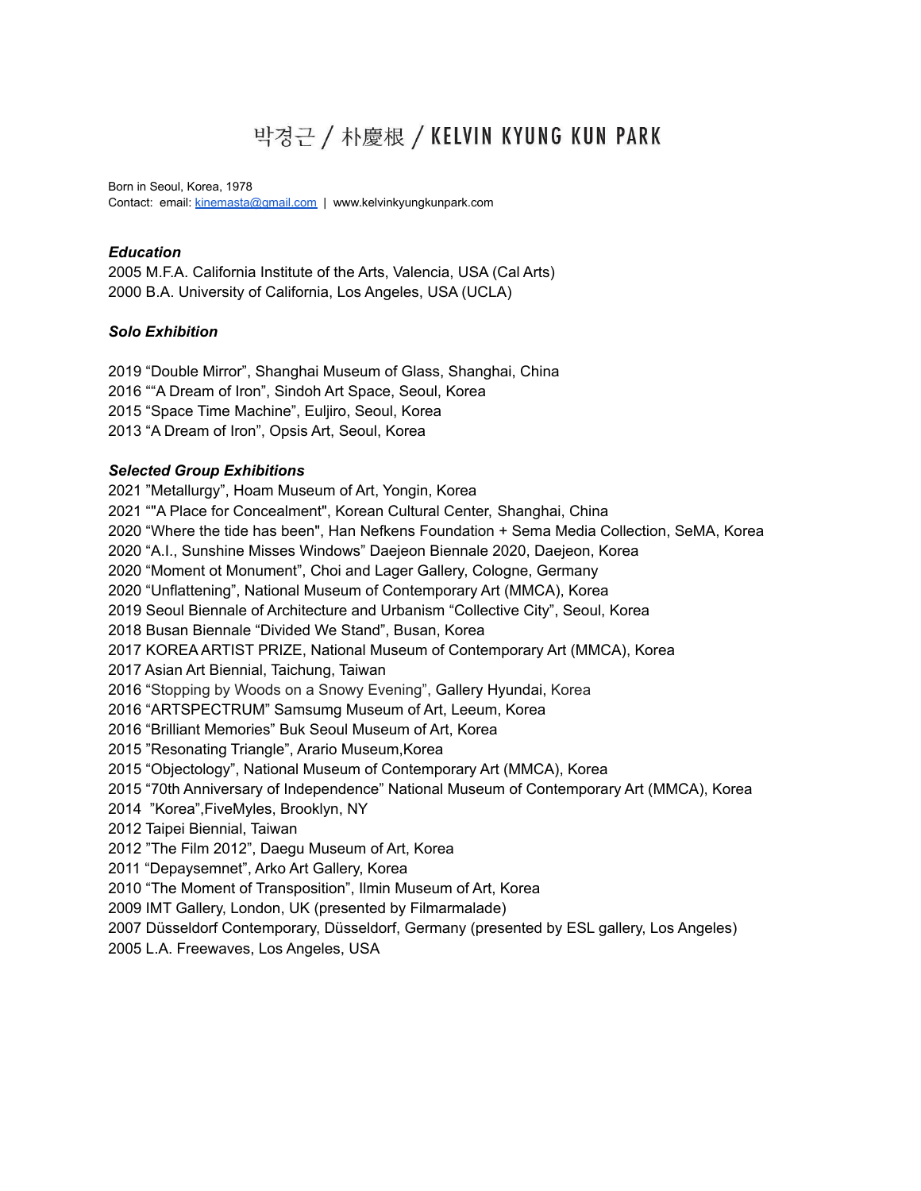# 박경근 / 朴慶根 / KELVIN KYUNG KUN PARK

Born in Seoul, Korea, 1978
Contact: email: kinemasta@gmail.com | www.kelvinkyungkunpark.com

***Education***

2005 M.F.A. California Institute of the Arts, Valencia, USA (Cal Arts)
2000 B.A. University of California, Los Angeles, USA (UCLA)

***Solo Exhibition***

2019 “Double Mirror”, Shanghai Museum of Glass, Shanghai, China
2016 ““A Dream of Iron”, Sindoh Art Space, Seoul, Korea
2015 “Space Time Machine”, Euljiro, Seoul, Korea
2013 “A Dream of Iron”, Opsis Art, Seoul, Korea

***Selected Group Exhibitions***

2021 ”Metallurgy”, Hoam Museum of Art, Yongin, Korea
2021 “"A Place for Concealment", Korean Cultural Center, Shanghai, China
2020 “Where the tide has been", Han Nefkens Foundation + Sema Media Collection, SeMA, Korea
2020 “A.I., Sunshine Misses Windows” Daejeon Biennale 2020, Daejeon, Korea
2020 “Moment ot Monument”, Choi and Lager Gallery, Cologne, Germany
2020 “Unflattening”, National Museum of Contemporary Art (MMCA), Korea
2019 Seoul Biennale of Architecture and Urbanism “Collective City”, Seoul, Korea
2018 Busan Biennale “Divided We Stand”, Busan, Korea
2017 KOREA ARTIST PRIZE, National Museum of Contemporary Art (MMCA), Korea
2017 Asian Art Biennial, Taichung, Taiwan
2016 “Stopping by Woods on a Snowy Evening”, Gallery Hyundai, Korea
2016 “ARTSPECTRUM” Samsumg Museum of Art, Leeum, Korea
2016 “Brilliant Memories” Buk Seoul Museum of Art, Korea
2015 ”Resonating Triangle”, Arario Museum,Korea
2015 “Objectology”, National Museum of Contemporary Art (MMCA), Korea
2015 “70th Anniversary of Independence” National Museum of Contemporary Art (MMCA), Korea
2014 ”Korea”,FiveMyles, Brooklyn, NY
2012 Taipei Biennial, Taiwan
2012 ”The Film 2012”, Daegu Museum of Art, Korea
2011 “Depaysemnet”, Arko Art Gallery, Korea
2010 “The Moment of Transposition”, Ilmin Museum of Art, Korea
2009 IMT Gallery, London, UK (presented by Filmarmalade)
2007 Düsseldorf Contemporary, Düsseldorf, Germany (presented by ESL gallery, Los Angeles)
2005 L.A. Freewaves, Los Angeles, USA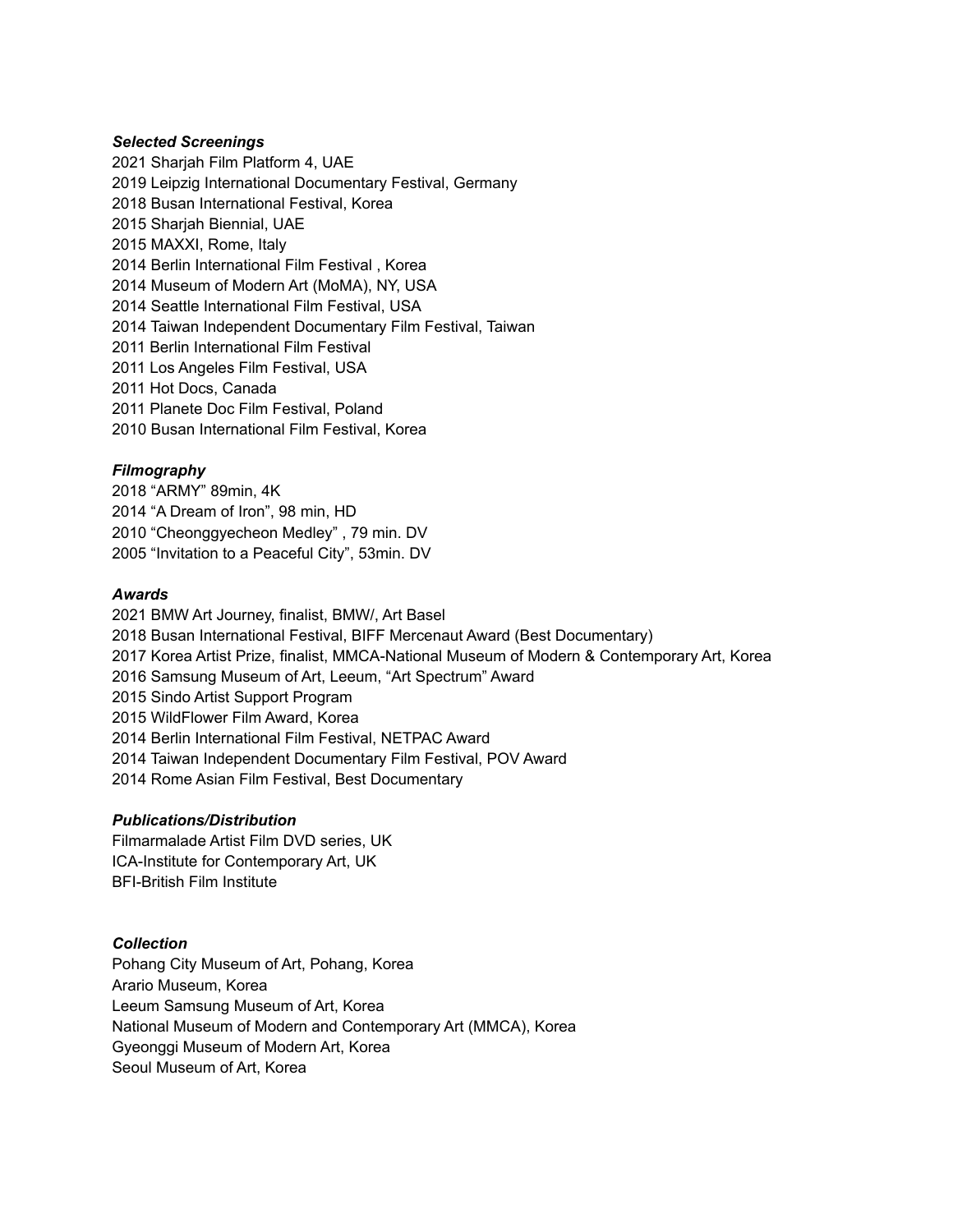***Selected Screenings***

2021 Sharjah Film Platform 4, UAE
2019 Leipzig International Documentary Festival, Germany
2018 Busan International Festival, Korea
2015 Sharjah Biennial, UAE
2015 MAXXI, Rome, Italy
2014 Berlin International Film Festival , Korea
2014 Museum of Modern Art (MoMA), NY, USA
2014 Seattle International Film Festival, USA
2014 Taiwan Independent Documentary Film Festival, Taiwan
2011 Berlin International Film Festival
2011 Los Angeles Film Festival, USA
2011 Hot Docs, Canada
2011 Planete Doc Film Festival, Poland
2010 Busan International Film Festival, Korea

***Filmography***

2018 “ARMY” 89min, 4K
2014 “A Dream of Iron”, 98 min, HD
2010 “Cheonggyecheon Medley” , 79 min. DV
2005 “Invitation to a Peaceful City”, 53min. DV

***Awards***

2021 BMW Art Journey, finalist, BMW/, Art Basel
2018 Busan International Festival, BIFF Mercenaut Award (Best Documentary)
2017 Korea Artist Prize, finalist, MMCA-National Museum of Modern & Contemporary Art, Korea
2016 Samsung Museum of Art, Leeum, “Art Spectrum” Award
2015 Sindo Artist Support Program
2015 WildFlower Film Award, Korea
2014 Berlin International Film Festival, NETPAC Award
2014 Taiwan Independent Documentary Film Festival, POV Award
2014 Rome Asian Film Festival, Best Documentary

***Publications/Distribution***

Filmarmalade Artist Film DVD series, UK
ICA-Institute for Contemporary Art, UK
BFI-British Film Institute

***Collection***

Pohang City Museum of Art, Pohang, Korea
Arario Museum, Korea
Leeum Samsung Museum of Art, Korea
National Museum of Modern and Contemporary Art (MMCA), Korea
Gyeonggi Museum of Modern Art, Korea
Seoul Museum of Art, Korea